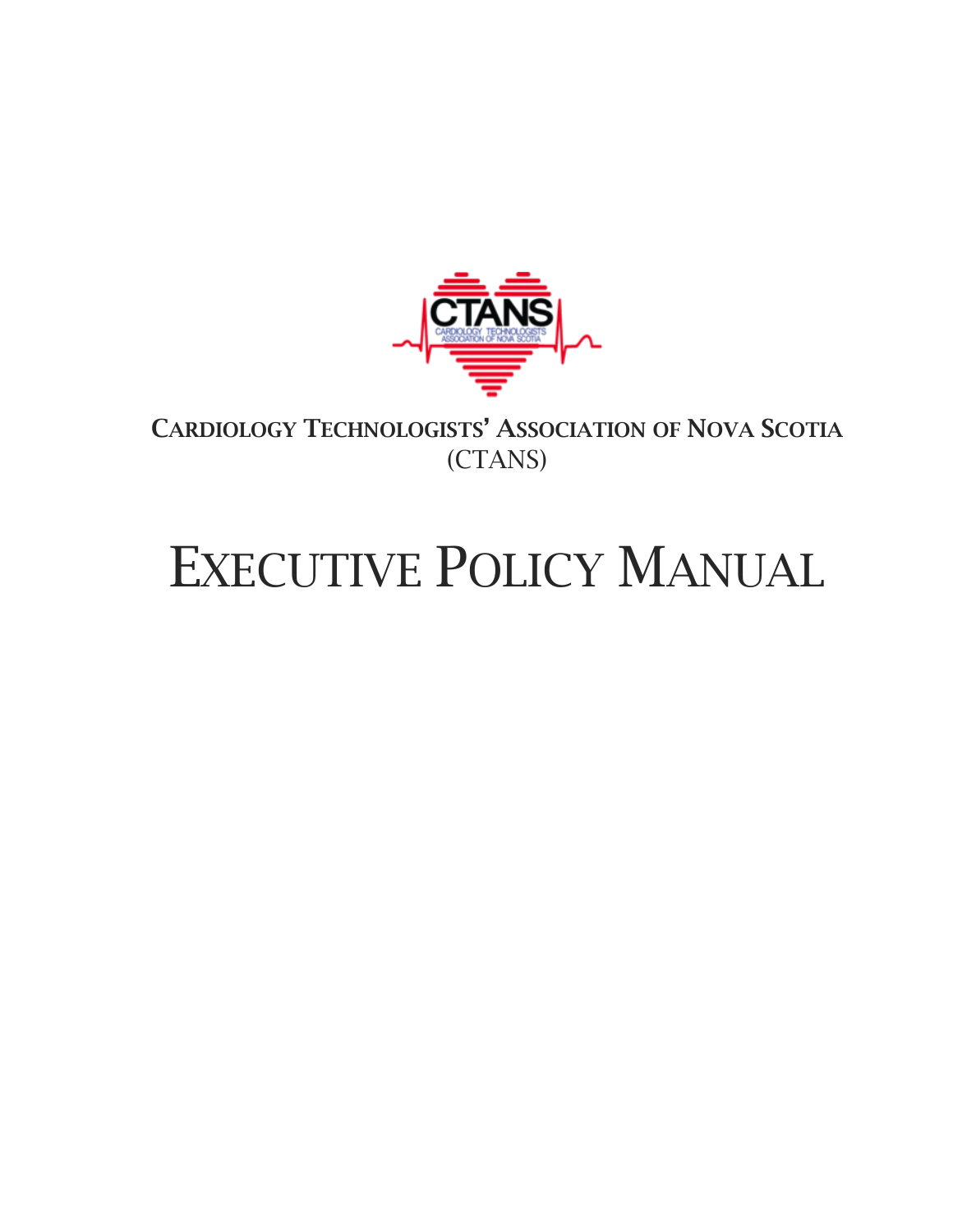**CARDIOLOGY TECHNOLOGISTS' ASSOCIATION OF NOVA SCOTIA**
(CTANS)

# EXECUTIVE POLICY MANUAL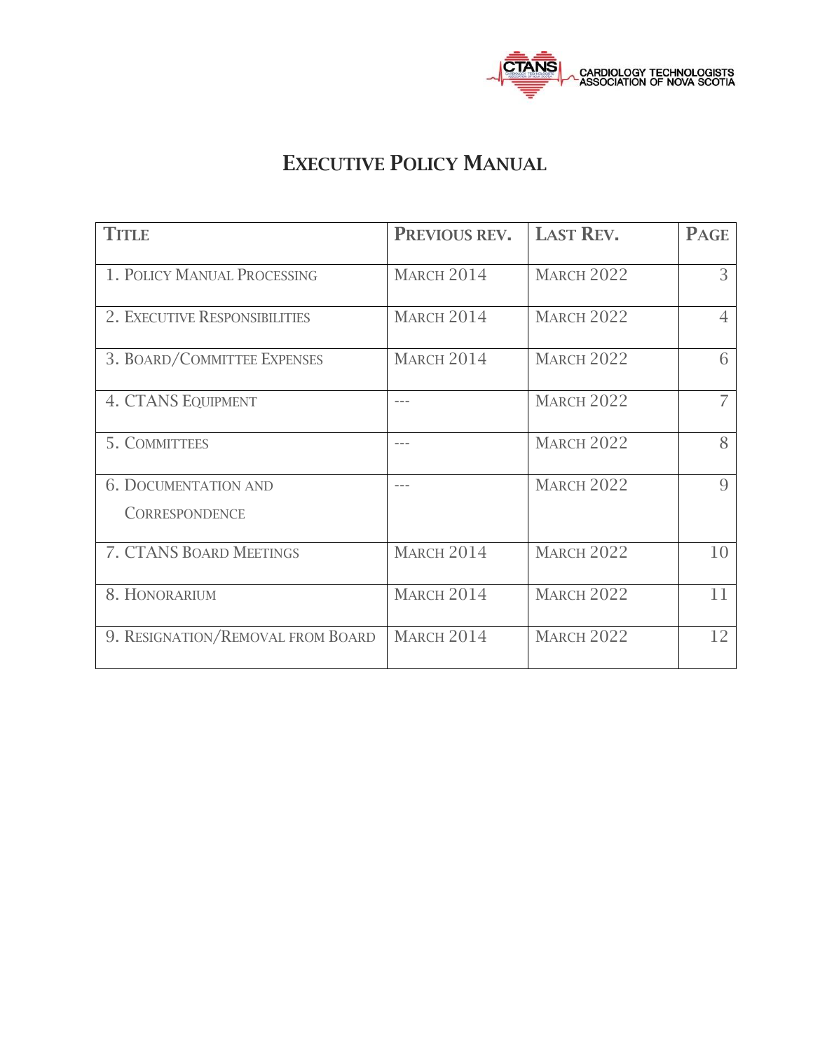CARDIOLOGY TECHNOLOGISTS ASSOCIATION OF NOVA SCOTIA

# EXECUTIVE POLICY MANUAL

| TITLE | PREVIOUS REV. | LAST REV. | PAGE |
|---|---|---|---|
| 1. POLICY MANUAL PROCESSING | MARCH 2014 | MARCH 2022 | 3 |
| 2. EXECUTIVE RESPONSIBILITIES | MARCH 2014 | MARCH 2022 | 4 |
| 3. BOARD/COMMITTEE EXPENSES | MARCH 2014 | MARCH 2022 | 6 |
| 4. CTANS EQUIPMENT | --- | MARCH 2022 | 7 |
| 5. COMMITTEES | --- | MARCH 2022 | 8 |
| 6. DOCUMENTATION AND CORRESPONDENCE | --- | MARCH 2022 | 9 |
| 7. CTANS BOARD MEETINGS | MARCH 2014 | MARCH 2022 | 10 |
| 8. HONORARIUM | MARCH 2014 | MARCH 2022 | 11 |
| 9. RESIGNATION/REMOVAL FROM BOARD | MARCH 2014 | MARCH 2022 | 12 |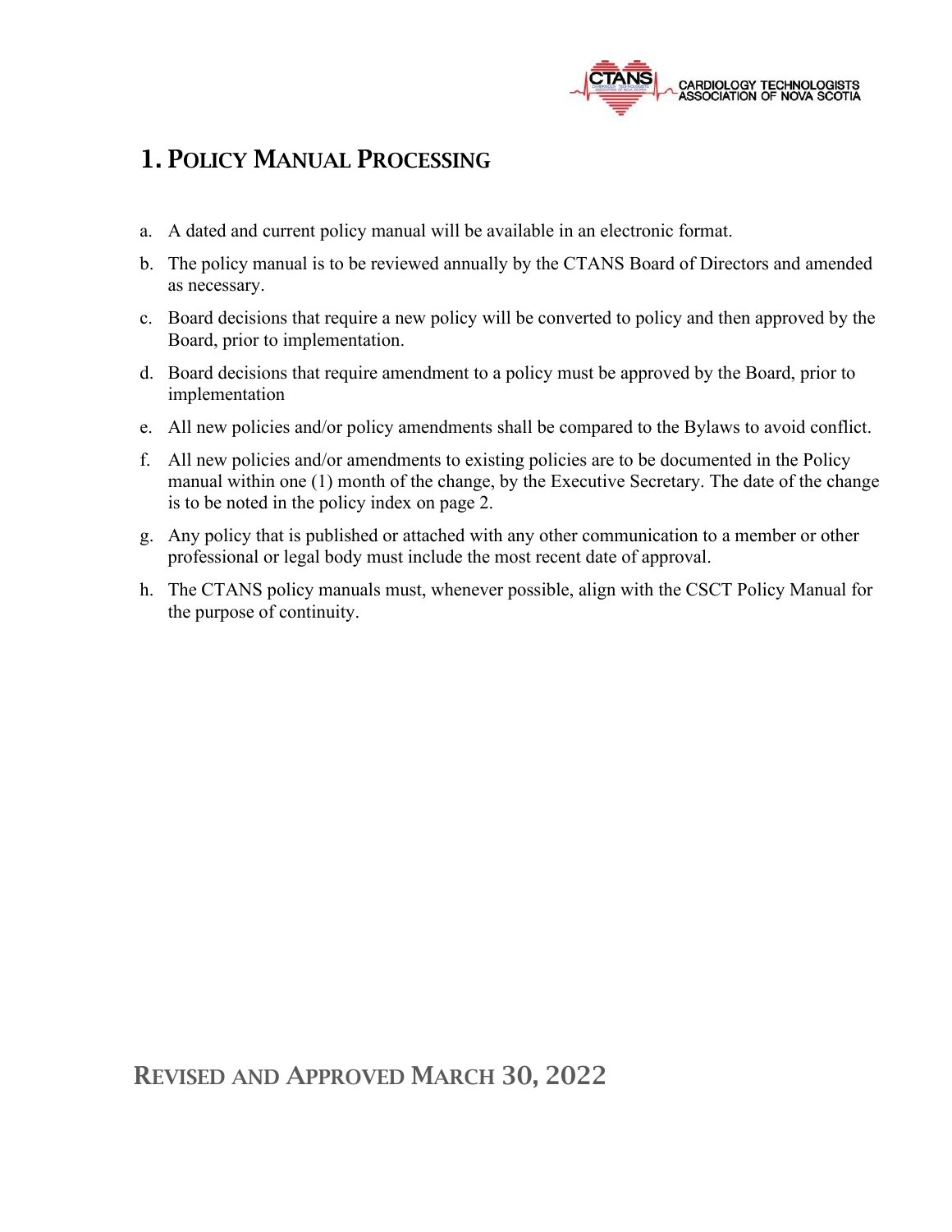# 1. Policy Manual Processing

a. A dated and current policy manual will be available in an electronic format.

b. The policy manual is to be reviewed annually by the CTANS Board of Directors and amended as necessary.

c. Board decisions that require a new policy will be converted to policy and then approved by the Board, prior to implementation.

d. Board decisions that require amendment to a policy must be approved by the Board, prior to implementation

e. All new policies and/or policy amendments shall be compared to the Bylaws to avoid conflict.

f. All new policies and/or amendments to existing policies are to be documented in the Policy manual within one (1) month of the change, by the Executive Secretary. The date of the change is to be noted in the policy index on page 2.

g. Any policy that is published or attached with any other communication to a member or other professional or legal body must include the most recent date of approval.

h. The CTANS policy manuals must, whenever possible, align with the CSCT Policy Manual for the purpose of continuity.

Revised and Approved March 30, 2022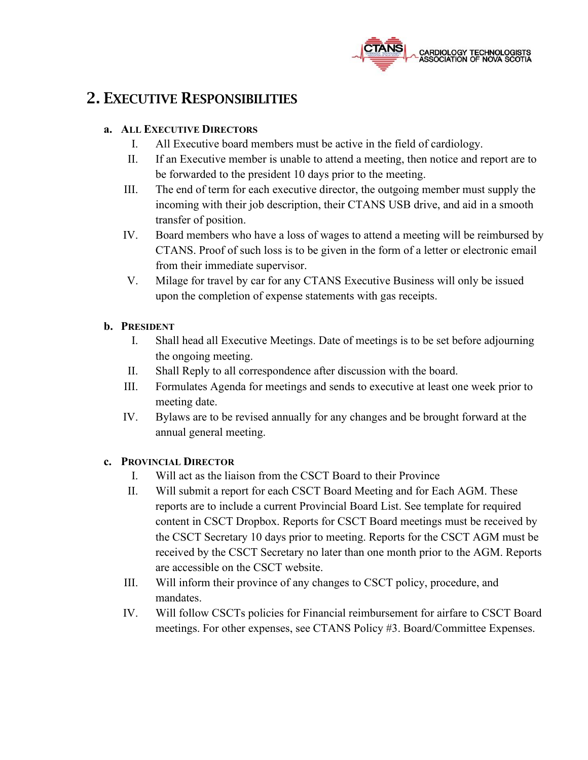## 2. Executive Responsibilities

### a. All Executive Directors

I. All Executive board members must be active in the field of cardiology.

II. If an Executive member is unable to attend a meeting, then notice and report are to be forwarded to the president 10 days prior to the meeting.

III. The end of term for each executive director, the outgoing member must supply the incoming with their job description, their CTANS USB drive, and aid in a smooth transfer of position.

IV. Board members who have a loss of wages to attend a meeting will be reimbursed by CTANS. Proof of such loss is to be given in the form of a letter or electronic email from their immediate supervisor.

V. Milage for travel by car for any CTANS Executive Business will only be issued upon the completion of expense statements with gas receipts.

### b. President

I. Shall head all Executive Meetings. Date of meetings is to be set before adjourning the ongoing meeting.

II. Shall Reply to all correspondence after discussion with the board.

III. Formulates Agenda for meetings and sends to executive at least one week prior to meeting date.

IV. Bylaws are to be revised annually for any changes and be brought forward at the annual general meeting.

### c. Provincial Director

I. Will act as the liaison from the CSCT Board to their Province

II. Will submit a report for each CSCT Board Meeting and for Each AGM. These reports are to include a current Provincial Board List. See template for required content in CSCT Dropbox. Reports for CSCT Board meetings must be received by the CSCT Secretary 10 days prior to meeting. Reports for the CSCT AGM must be received by the CSCT Secretary no later than one month prior to the AGM. Reports are accessible on the CSCT website.

III. Will inform their province of any changes to CSCT policy, procedure, and mandates.

IV. Will follow CSCTs policies for Financial reimbursement for airfare to CSCT Board meetings. For other expenses, see CTANS Policy #3. Board/Committee Expenses.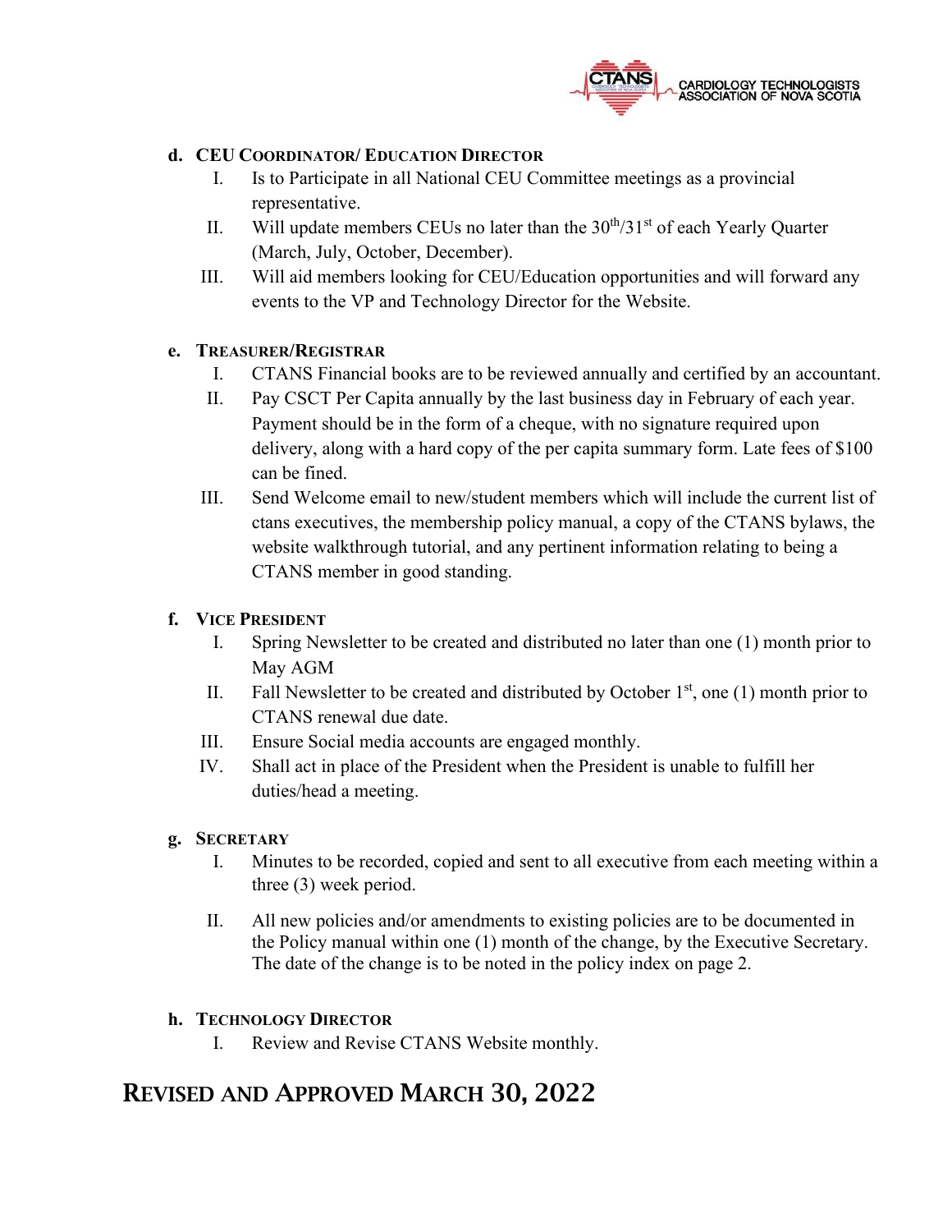**d. CEU Coordinator/ Education Director**

I. Is to Participate in all National CEU Committee meetings as a provincial representative.

II. Will update members CEUs no later than the 30th/31st of each Yearly Quarter (March, July, October, December).

III. Will aid members looking for CEU/Education opportunities and will forward any events to the VP and Technology Director for the Website.

**e. Treasurer/Registrar**

I. CTANS Financial books are to be reviewed annually and certified by an accountant.

II. Pay CSCT Per Capita annually by the last business day in February of each year. Payment should be in the form of a cheque, with no signature required upon delivery, along with a hard copy of the per capita summary form. Late fees of $100 can be fined.

III. Send Welcome email to new/student members which will include the current list of ctans executives, the membership policy manual, a copy of the CTANS bylaws, the website walkthrough tutorial, and any pertinent information relating to being a CTANS member in good standing.

**f. Vice President**

I. Spring Newsletter to be created and distributed no later than one (1) month prior to May AGM

II. Fall Newsletter to be created and distributed by October 1st, one (1) month prior to CTANS renewal due date.

III. Ensure Social media accounts are engaged monthly.

IV. Shall act in place of the President when the President is unable to fulfill her duties/head a meeting.

**g. Secretary**

I. Minutes to be recorded, copied and sent to all executive from each meeting within a three (3) week period.

II. All new policies and/or amendments to existing policies are to be documented in the Policy manual within one (1) month of the change, by the Executive Secretary. The date of the change is to be noted in the policy index on page 2.

**h. Technology Director**

I. Review and Revise CTANS Website monthly.

## Revised and Approved March 30, 2022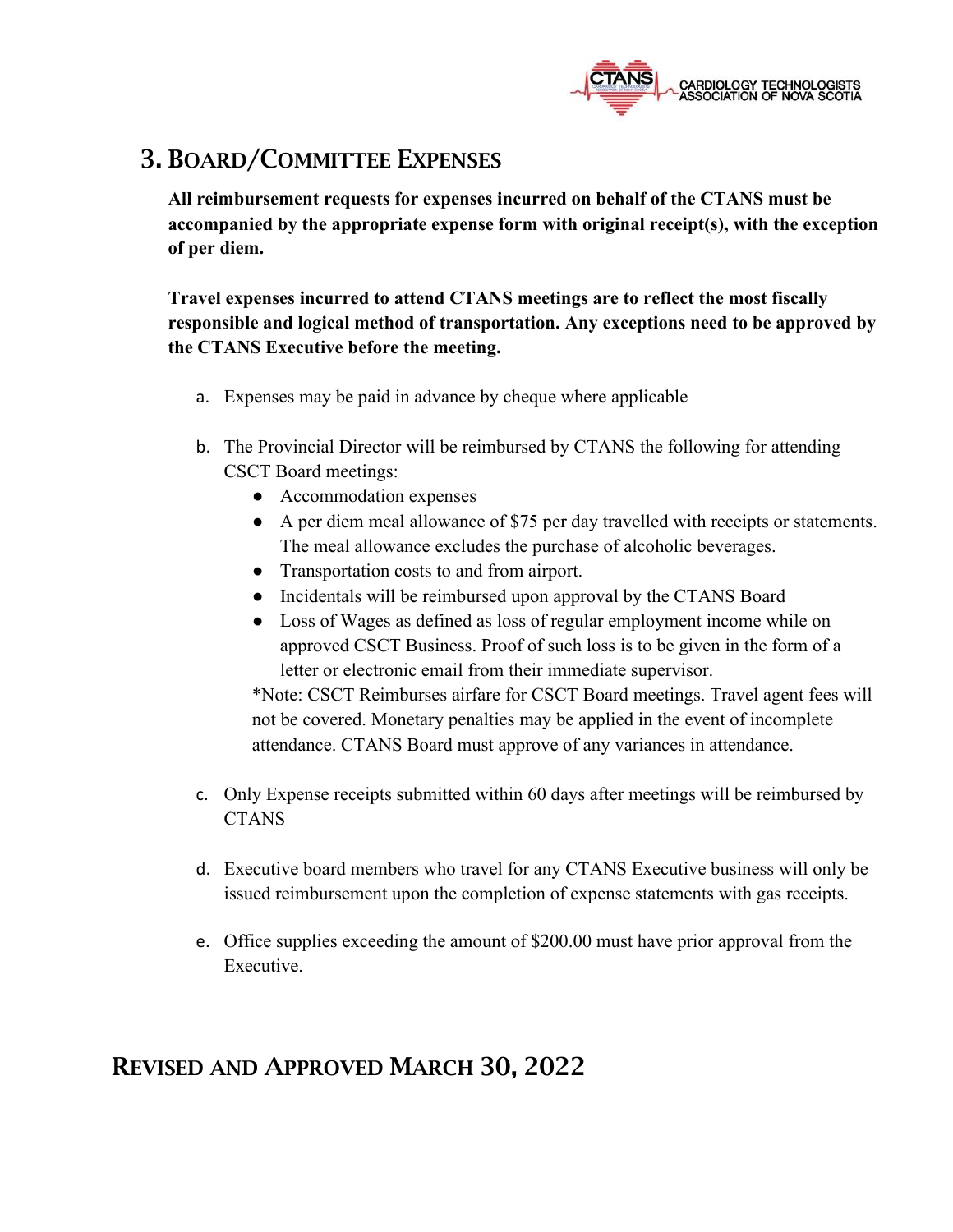## 3. Board/Committee Expenses

**All reimbursement requests for expenses incurred on behalf of the CTANS must be accompanied by the appropriate expense form with original receipt(s), with the exception of per diem.**

**Travel expenses incurred to attend CTANS meetings are to reflect the most fiscally responsible and logical method of transportation. Any exceptions need to be approved by the CTANS Executive before the meeting.**

a. Expenses may be paid in advance by cheque where applicable

b. The Provincial Director will be reimbursed by CTANS the following for attending CSCT Board meetings:
   - Accommodation expenses
   - A per diem meal allowance of $75 per day travelled with receipts or statements. The meal allowance excludes the purchase of alcoholic beverages.
   - Transportation costs to and from airport.
   - Incidentals will be reimbursed upon approval by the CTANS Board
   - Loss of Wages as defined as loss of regular employment income while on approved CSCT Business. Proof of such loss is to be given in the form of a letter or electronic email from their immediate supervisor.

   *Note: CSCT Reimburses airfare for CSCT Board meetings. Travel agent fees will not be covered. Monetary penalties may be applied in the event of incomplete attendance. CTANS Board must approve of any variances in attendance.

c. Only Expense receipts submitted within 60 days after meetings will be reimbursed by CTANS

d. Executive board members who travel for any CTANS Executive business will only be issued reimbursement upon the completion of expense statements with gas receipts.

e. Office supplies exceeding the amount of $200.00 must have prior approval from the Executive.

## Revised and Approved March 30, 2022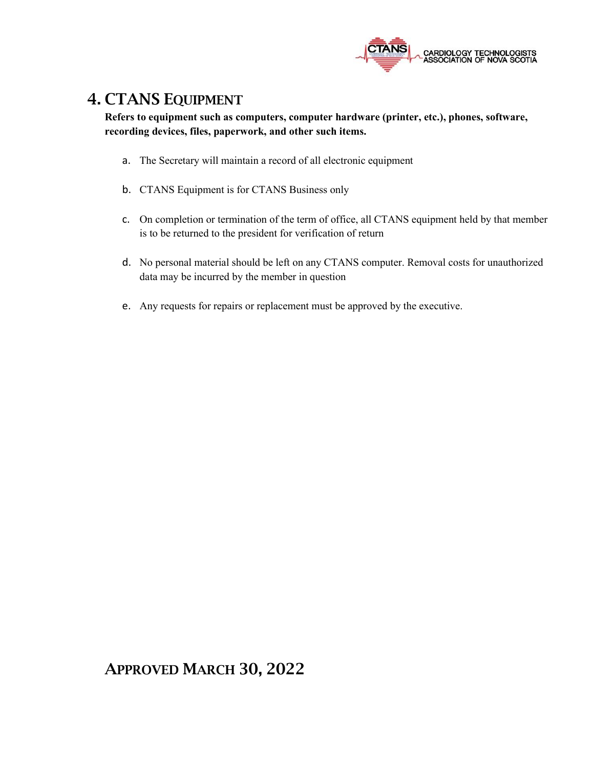# 4. CTANS Equipment

**Refers to equipment such as computers, computer hardware (printer, etc.), phones, software, recording devices, files, paperwork, and other such items.**

a. The Secretary will maintain a record of all electronic equipment

b. CTANS Equipment is for CTANS Business only

c. On completion or termination of the term of office, all CTANS equipment held by that member is to be returned to the president for verification of return

d. No personal material should be left on any CTANS computer. Removal costs for unauthorized data may be incurred by the member in question

e. Any requests for repairs or replacement must be approved by the executive.

## Approved March 30, 2022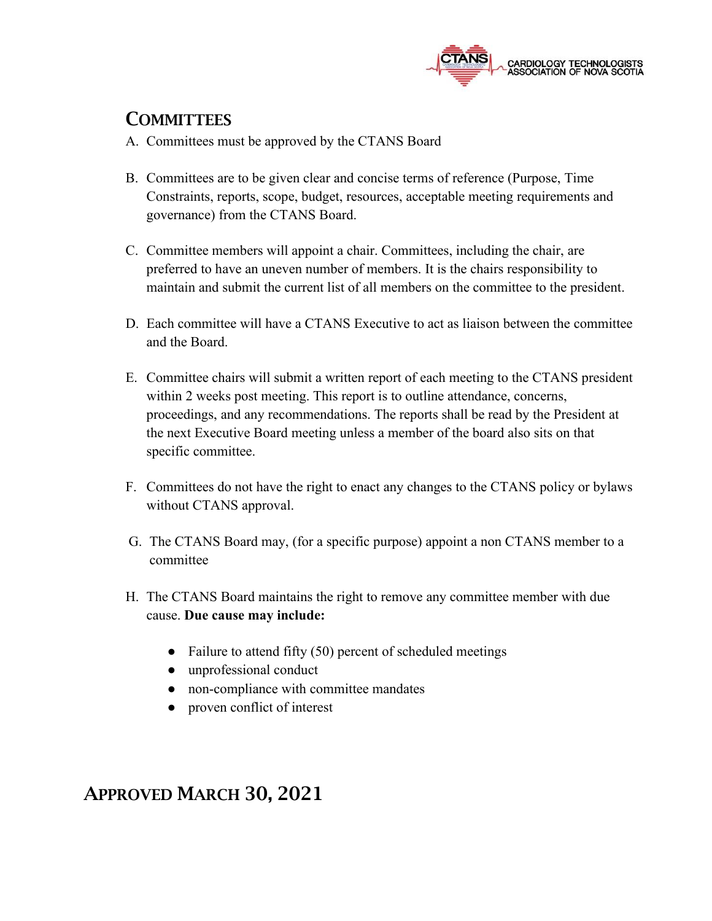## Committees

A. Committees must be approved by the CTANS Board

B. Committees are to be given clear and concise terms of reference (Purpose, Time Constraints, reports, scope, budget, resources, acceptable meeting requirements and governance) from the CTANS Board.

C. Committee members will appoint a chair. Committees, including the chair, are preferred to have an uneven number of members. It is the chairs responsibility to maintain and submit the current list of all members on the committee to the president.

D. Each committee will have a CTANS Executive to act as liaison between the committee and the Board.

E. Committee chairs will submit a written report of each meeting to the CTANS president within 2 weeks post meeting. This report is to outline attendance, concerns, proceedings, and any recommendations. The reports shall be read by the President at the next Executive Board meeting unless a member of the board also sits on that specific committee.

F. Committees do not have the right to enact any changes to the CTANS policy or bylaws without CTANS approval.

G. The CTANS Board may, (for a specific purpose) appoint a non CTANS member to a committee

H. The CTANS Board maintains the right to remove any committee member with due cause. **Due cause may include:**

- Failure to attend fifty (50) percent of scheduled meetings
- unprofessional conduct
- non-compliance with committee mandates
- proven conflict of interest

## Approved March 30, 2021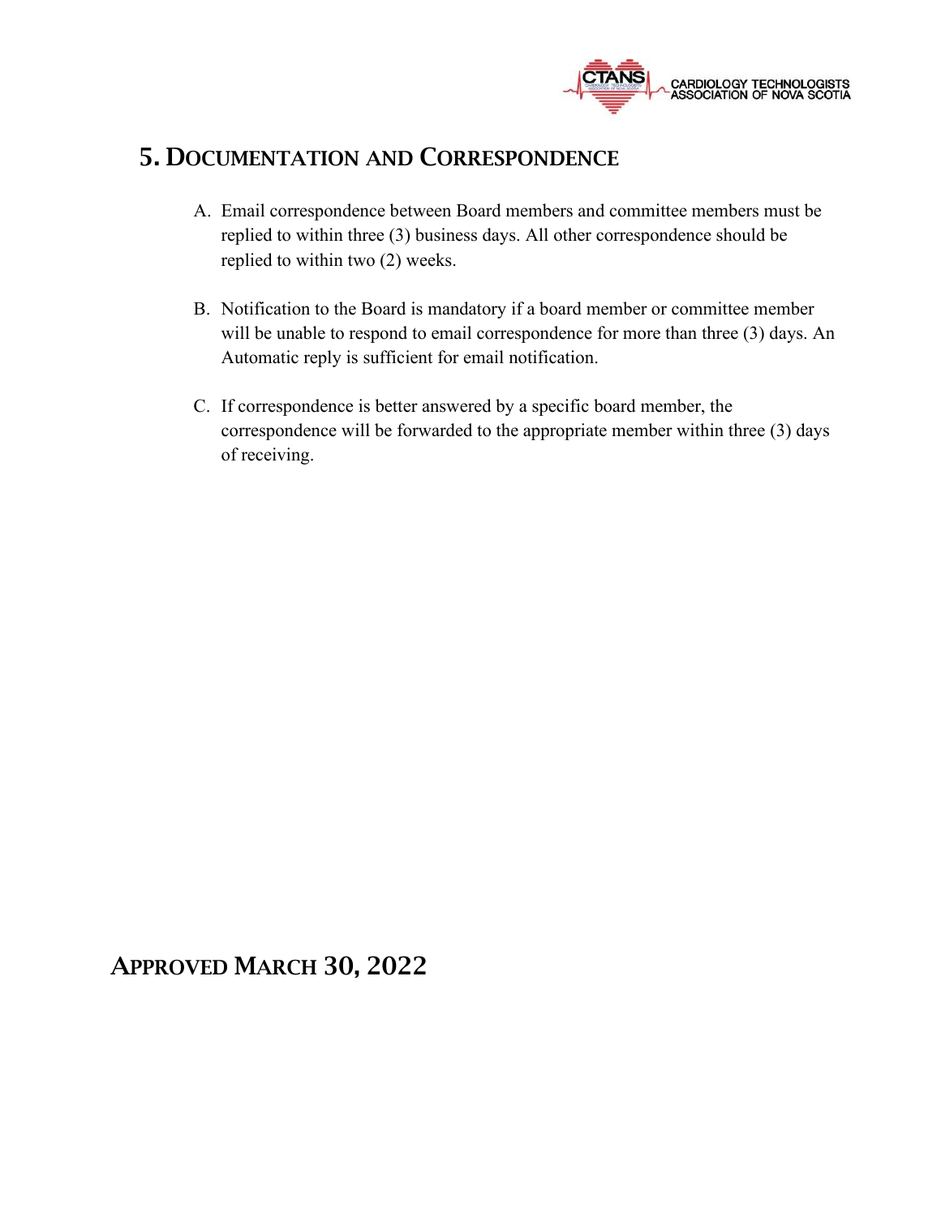## 5. Documentation and Correspondence

A. Email correspondence between Board members and committee members must be replied to within three (3) business days. All other correspondence should be replied to within two (2) weeks.

B. Notification to the Board is mandatory if a board member or committee member will be unable to respond to email correspondence for more than three (3) days. An Automatic reply is sufficient for email notification.

C. If correspondence is better answered by a specific board member, the correspondence will be forwarded to the appropriate member within three (3) days of receiving.

## Approved March 30, 2022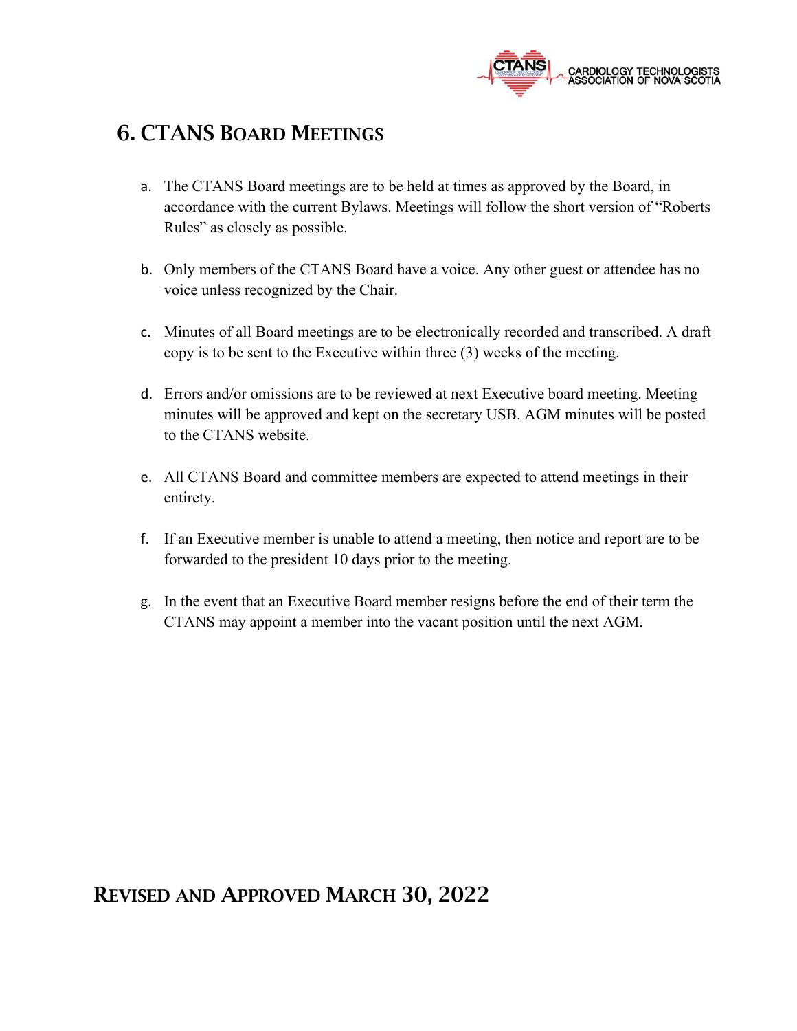## 6. CTANS Board Meetings

a. The CTANS Board meetings are to be held at times as approved by the Board, in accordance with the current Bylaws. Meetings will follow the short version of "Roberts Rules" as closely as possible.

b. Only members of the CTANS Board have a voice. Any other guest or attendee has no voice unless recognized by the Chair.

c. Minutes of all Board meetings are to be electronically recorded and transcribed. A draft copy is to be sent to the Executive within three (3) weeks of the meeting.

d. Errors and/or omissions are to be reviewed at next Executive board meeting. Meeting minutes will be approved and kept on the secretary USB. AGM minutes will be posted to the CTANS website.

e. All CTANS Board and committee members are expected to attend meetings in their entirety.

f. If an Executive member is unable to attend a meeting, then notice and report are to be forwarded to the president 10 days prior to the meeting.

g. In the event that an Executive Board member resigns before the end of their term the CTANS may appoint a member into the vacant position until the next AGM.

## Revised and Approved March 30, 2022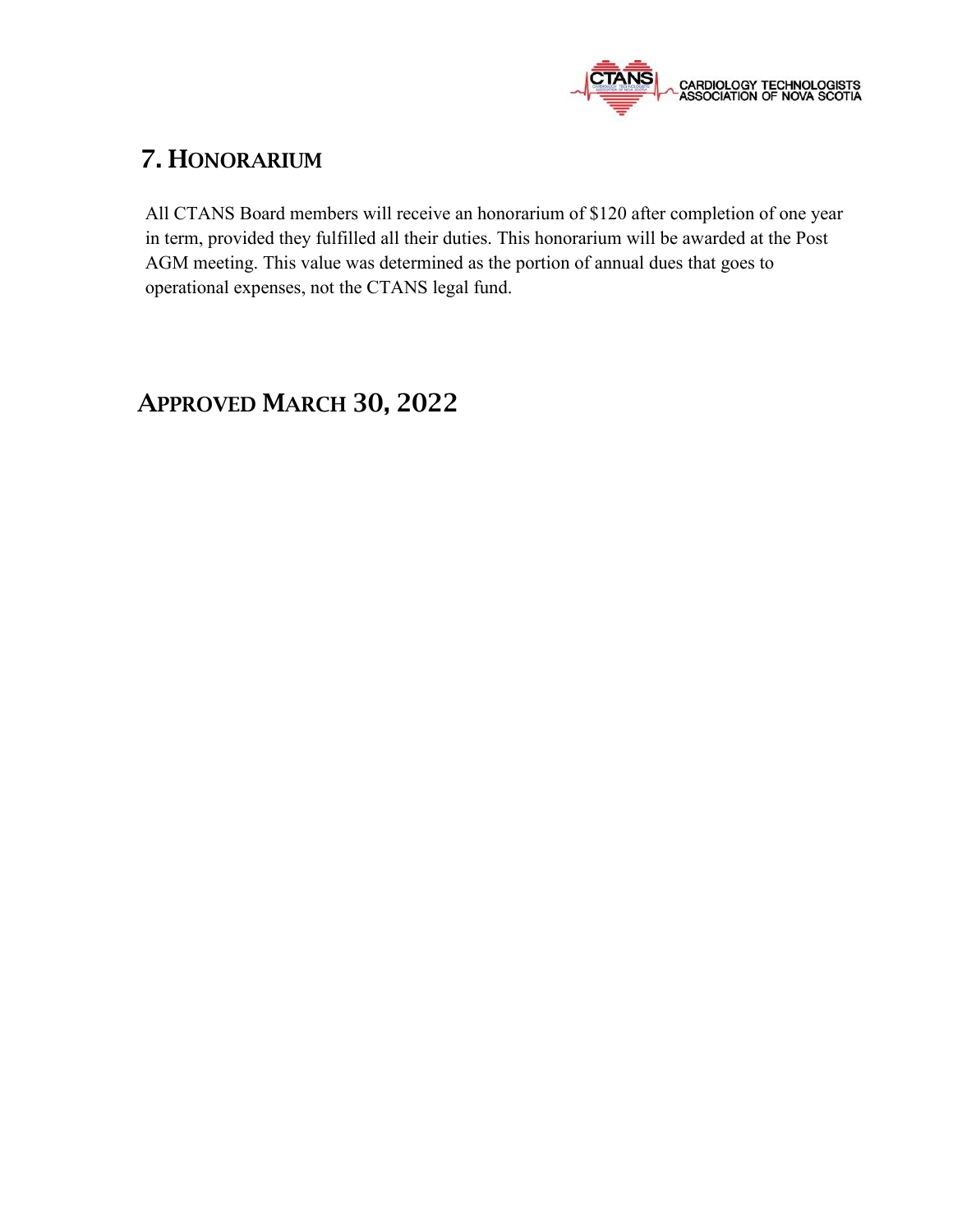## 7. Honorarium

All CTANS Board members will receive an honorarium of $120 after completion of one year in term, provided they fulfilled all their duties. This honorarium will be awarded at the Post AGM meeting. This value was determined as the portion of annual dues that goes to operational expenses, not the CTANS legal fund.

## Approved March 30, 2022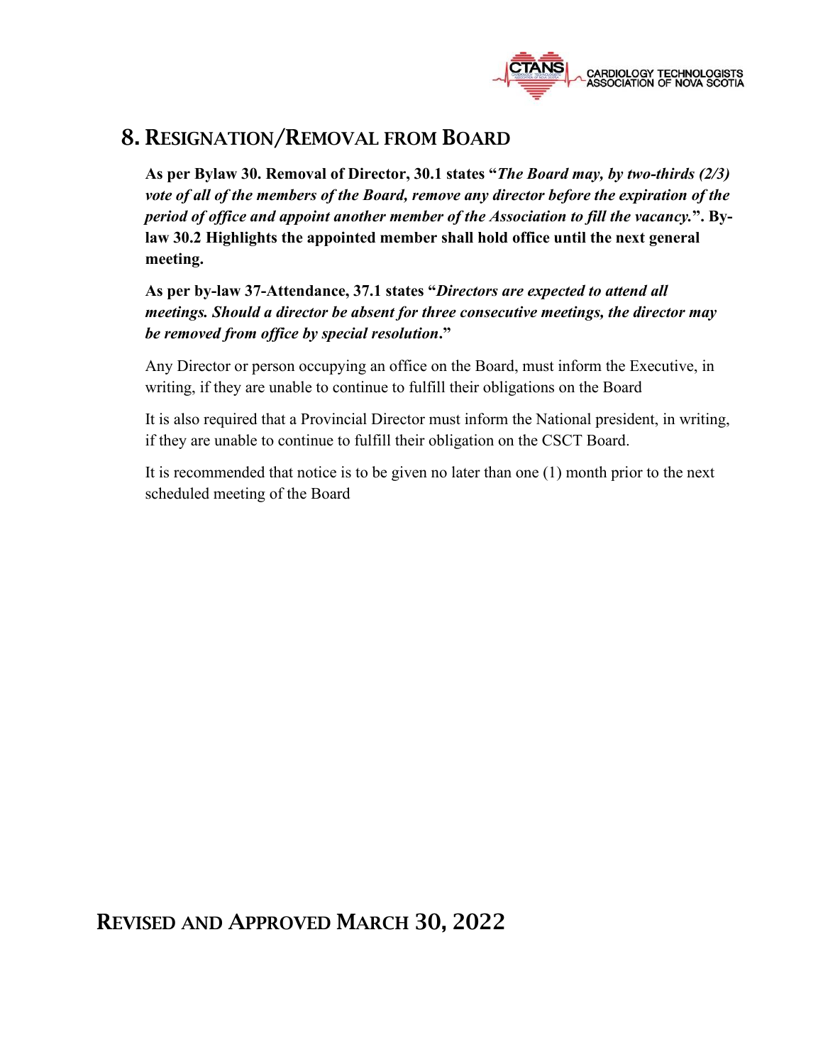## 8. Resignation/Removal from Board

**As per Bylaw 30. Removal of Director, 30.1 states "*The Board may, by two-thirds (2/3) vote of all of the members of the Board, remove any director before the expiration of the period of office and appoint another member of the Association to fill the vacancy.*". By-law 30.2 Highlights the appointed member shall hold office until the next general meeting.**

**As per by-law 37-Attendance, 37.1 states "*Directors are expected to attend all meetings. Should a director be absent for three consecutive meetings, the director may be removed from office by special resolution*."**

Any Director or person occupying an office on the Board, must inform the Executive, in writing, if they are unable to continue to fulfill their obligations on the Board

It is also required that a Provincial Director must inform the National president, in writing, if they are unable to continue to fulfill their obligation on the CSCT Board.

It is recommended that notice is to be given no later than one (1) month prior to the next scheduled meeting of the Board

## Revised and Approved March 30, 2022